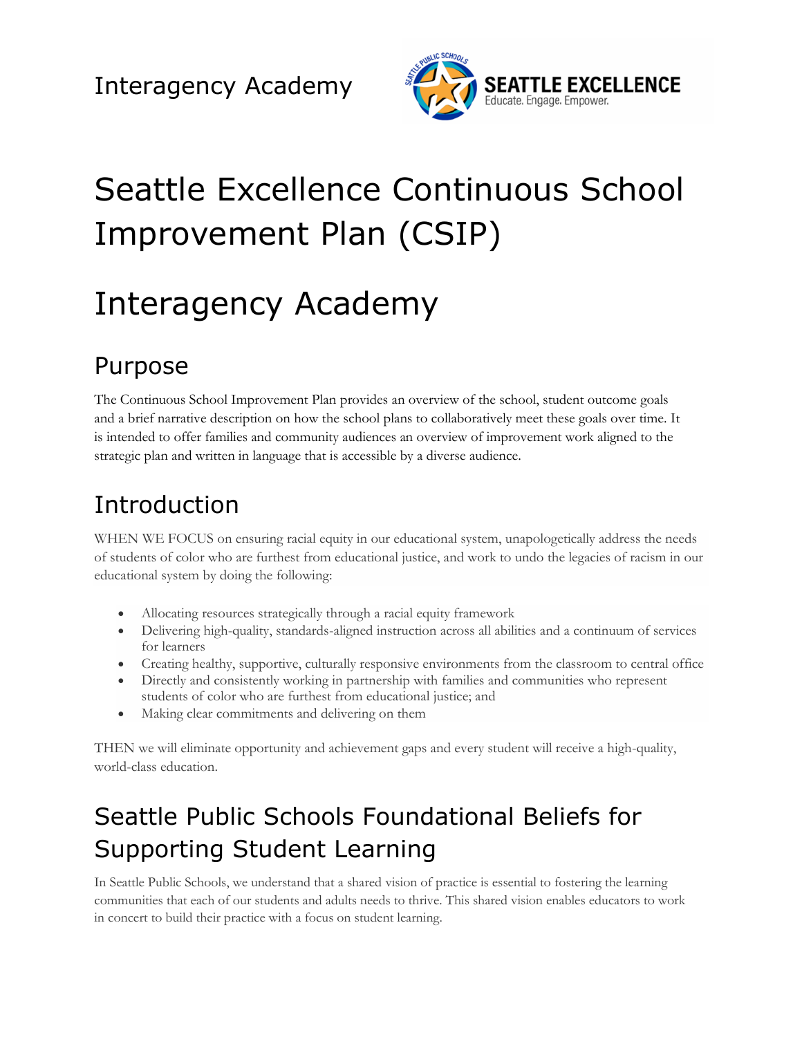Interagency Academy

# Seattle Excellence Continuous School Improvement Plan (CSIP)

# Interagency Academy

## Purpose

The Continuous School Improvement Plan provides an overview of the school, student outcome goals and a brief narrative description on how the school plans to collaboratively meet these goals over time. It is intended to offer families and community audiences an overview of improvement work aligned to the strategic plan and written in language that is accessible by a diverse audience.

## Introduction

WHEN WE FOCUS on ensuring racial equity in our educational system, unapologetically address the needs of students of color who are furthest from educational justice, and work to undo the legacies of racism in our educational system by doing the following:

- Allocating resources strategically through a racial equity framework
- Delivering high-quality, standards-aligned instruction across all abilities and a continuum of services for learners
- Creating healthy, supportive, culturally responsive environments from the classroom to central office
- Directly and consistently working in partnership with families and communities who represent students of color who are furthest from educational justice; and
- Making clear commitments and delivering on them

THEN we will eliminate opportunity and achievement gaps and every student will receive a high-quality, world-class education.

## Seattle Public Schools Foundational Beliefs for Supporting Student Learning

In Seattle Public Schools, we understand that a shared vision of practice is essential to fostering the learning communities that each of our students and adults needs to thrive. This shared vision enables educators to work in concert to build their practice with a focus on student learning.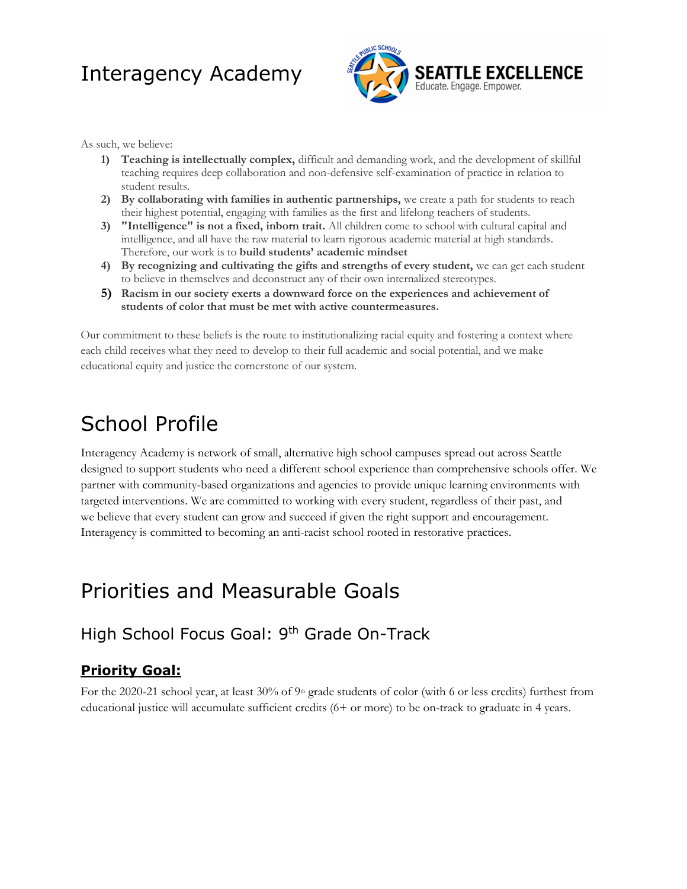# Interagency Academy

As such, we believe:

1) **Teaching is intellectually complex,** difficult and demanding work, and the development of skillful teaching requires deep collaboration and non-defensive self-examination of practice in relation to student results.
2) **By collaborating with families in authentic partnerships,** we create a path for students to reach their highest potential, engaging with families as the first and lifelong teachers of students.
3) **"Intelligence" is not a fixed, inborn trait.** All children come to school with cultural capital and intelligence, and all have the raw material to learn rigorous academic material at high standards. Therefore, our work is to **build students' academic mindset**
4) **By recognizing and cultivating the gifts and strengths of every student,** we can get each student to believe in themselves and deconstruct any of their own internalized stereotypes.
5) **Racism in our society exerts a downward force on the experiences and achievement of students of color that must be met with active countermeasures.**

Our commitment to these beliefs is the route to institutionalizing racial equity and fostering a context where each child receives what they need to develop to their full academic and social potential, and we make educational equity and justice the cornerstone of our system.

# School Profile

Interagency Academy is network of small, alternative high school campuses spread out across Seattle designed to support students who need a different school experience than comprehensive schools offer. We partner with community-based organizations and agencies to provide unique learning environments with targeted interventions. We are committed to working with every student, regardless of their past, and we believe that every student can grow and succeed if given the right support and encouragement. Interagency is committed to becoming an anti-racist school rooted in restorative practices.

# Priorities and Measurable Goals

## High School Focus Goal: 9th Grade On-Track

### Priority Goal:

For the 2020-21 school year, at least 30% of 9th grade students of color (with 6 or less credits) furthest from educational justice will accumulate sufficient credits (6+ or more) to be on-track to graduate in 4 years.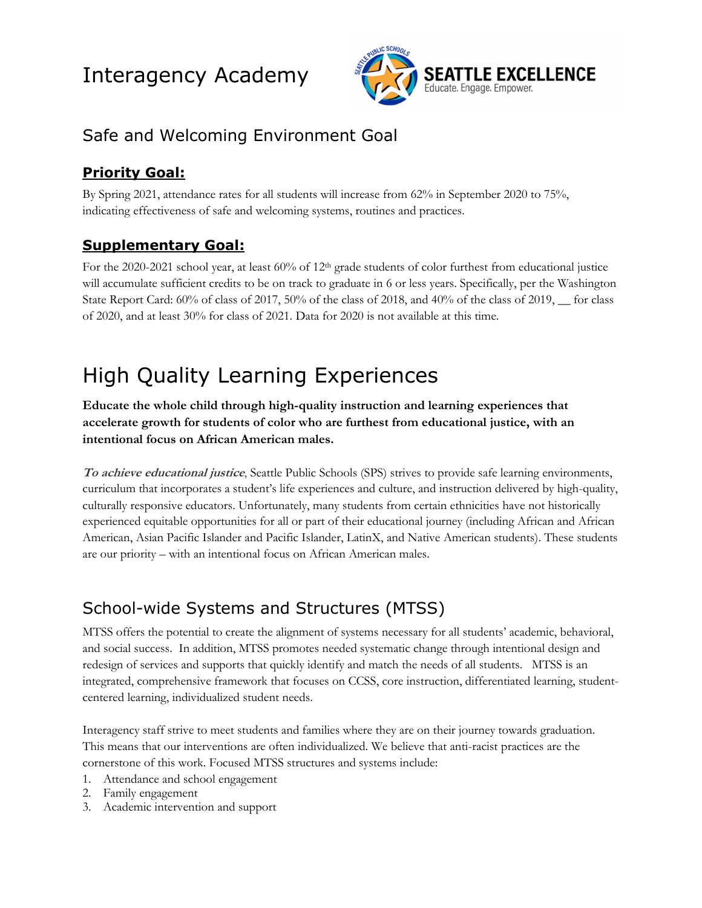# Interagency Academy

## Safe and Welcoming Environment Goal

### **Priority Goal:**

By Spring 2021, attendance rates for all students will increase from 62% in September 2020 to 75%, indicating effectiveness of safe and welcoming systems, routines and practices.

### **Supplementary Goal:**

For the 2020-2021 school year, at least 60% of 12th grade students of color furthest from educational justice will accumulate sufficient credits to be on track to graduate in 6 or less years. Specifically, per the Washington State Report Card: 60% of class of 2017, 50% of the class of 2018, and 40% of the class of 2019, __ for class of 2020, and at least 30% for class of 2021. Data for 2020 is not available at this time.

# High Quality Learning Experiences

**Educate the whole child through high-quality instruction and learning experiences that accelerate growth for students of color who are furthest from educational justice, with an intentional focus on African American males.**

***To achieve educational justice***, Seattle Public Schools (SPS) strives to provide safe learning environments, curriculum that incorporates a student's life experiences and culture, and instruction delivered by high-quality, culturally responsive educators. Unfortunately, many students from certain ethnicities have not historically experienced equitable opportunities for all or part of their educational journey (including African and African American, Asian Pacific Islander and Pacific Islander, LatinX, and Native American students). These students are our priority – with an intentional focus on African American males.

## School-wide Systems and Structures (MTSS)

MTSS offers the potential to create the alignment of systems necessary for all students' academic, behavioral, and social success. In addition, MTSS promotes needed systematic change through intentional design and redesign of services and supports that quickly identify and match the needs of all students. MTSS is an integrated, comprehensive framework that focuses on CCSS, core instruction, differentiated learning, student-centered learning, individualized student needs.

Interagency staff strive to meet students and families where they are on their journey towards graduation. This means that our interventions are often individualized. We believe that anti-racist practices are the cornerstone of this work. Focused MTSS structures and systems include:

1. Attendance and school engagement
2. Family engagement
3. Academic intervention and support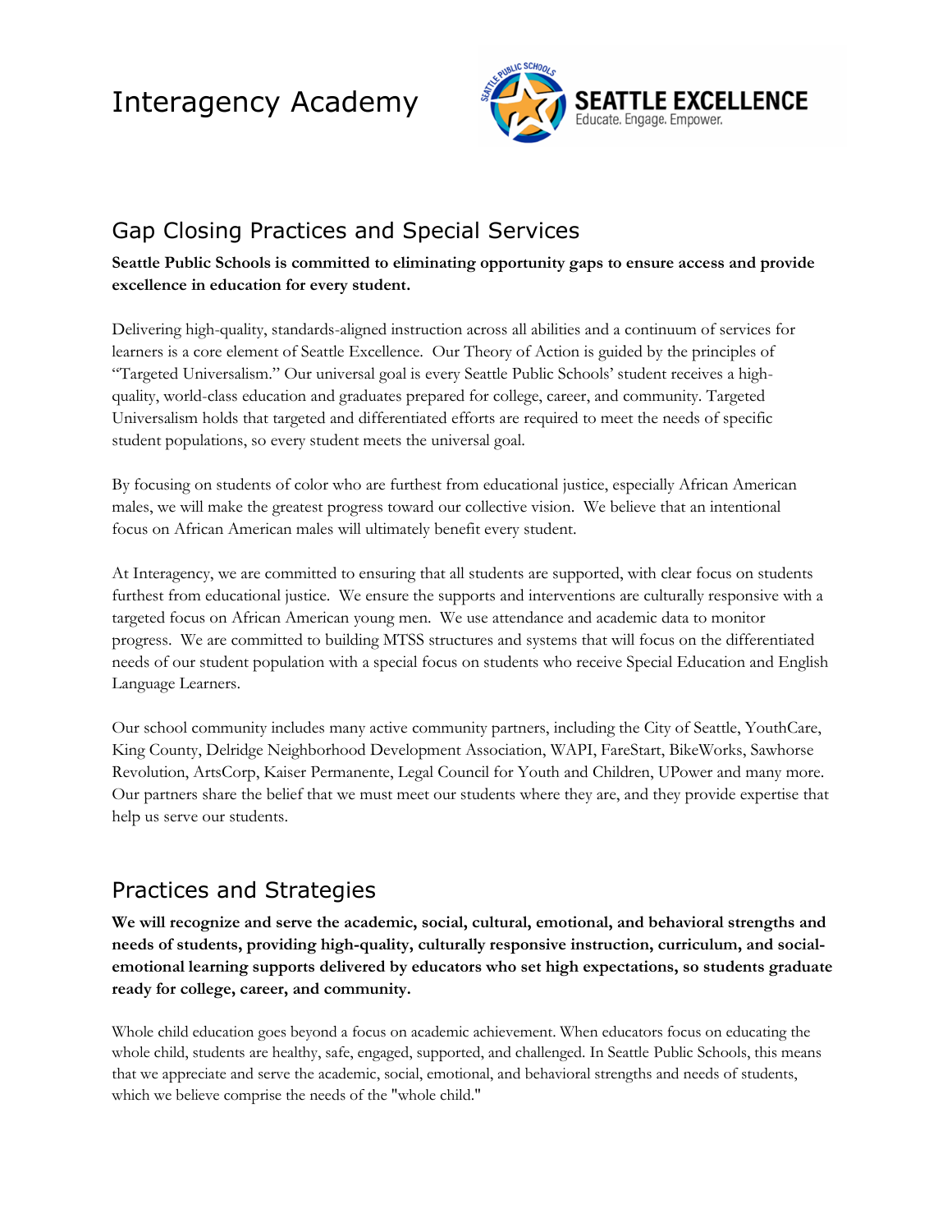# Interagency Academy

## Gap Closing Practices and Special Services

**Seattle Public Schools is committed to eliminating opportunity gaps to ensure access and provide excellence in education for every student.**

Delivering high-quality, standards-aligned instruction across all abilities and a continuum of services for learners is a core element of Seattle Excellence. Our Theory of Action is guided by the principles of "Targeted Universalism." Our universal goal is every Seattle Public Schools' student receives a high-quality, world-class education and graduates prepared for college, career, and community. Targeted Universalism holds that targeted and differentiated efforts are required to meet the needs of specific student populations, so every student meets the universal goal.

By focusing on students of color who are furthest from educational justice, especially African American males, we will make the greatest progress toward our collective vision. We believe that an intentional focus on African American males will ultimately benefit every student.

At Interagency, we are committed to ensuring that all students are supported, with clear focus on students furthest from educational justice. We ensure the supports and interventions are culturally responsive with a targeted focus on African American young men. We use attendance and academic data to monitor progress. We are committed to building MTSS structures and systems that will focus on the differentiated needs of our student population with a special focus on students who receive Special Education and English Language Learners.

Our school community includes many active community partners, including the City of Seattle, YouthCare, King County, Delridge Neighborhood Development Association, WAPI, FareStart, BikeWorks, Sawhorse Revolution, ArtsCorp, Kaiser Permanente, Legal Council for Youth and Children, UPower and many more. Our partners share the belief that we must meet our students where they are, and they provide expertise that help us serve our students.

## Practices and Strategies

**We will recognize and serve the academic, social, cultural, emotional, and behavioral strengths and needs of students, providing high-quality, culturally responsive instruction, curriculum, and social-emotional learning supports delivered by educators who set high expectations, so students graduate ready for college, career, and community.**

Whole child education goes beyond a focus on academic achievement. When educators focus on educating the whole child, students are healthy, safe, engaged, supported, and challenged. In Seattle Public Schools, this means that we appreciate and serve the academic, social, emotional, and behavioral strengths and needs of students, which we believe comprise the needs of the "whole child."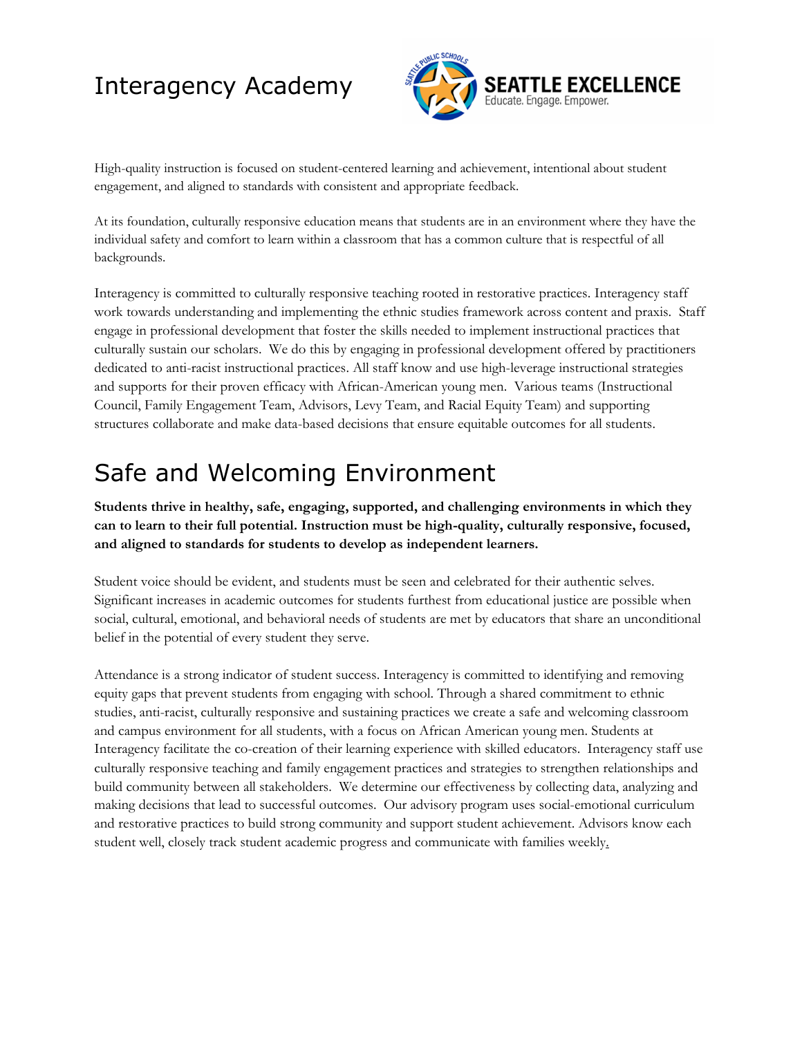# Interagency Academy

High-quality instruction is focused on student-centered learning and achievement, intentional about student engagement, and aligned to standards with consistent and appropriate feedback.

At its foundation, culturally responsive education means that students are in an environment where they have the individual safety and comfort to learn within a classroom that has a common culture that is respectful of all backgrounds.

Interagency is committed to culturally responsive teaching rooted in restorative practices. Interagency staff work towards understanding and implementing the ethnic studies framework across content and praxis. Staff engage in professional development that foster the skills needed to implement instructional practices that culturally sustain our scholars. We do this by engaging in professional development offered by practitioners dedicated to anti-racist instructional practices. All staff know and use high-leverage instructional strategies and supports for their proven efficacy with African-American young men. Various teams (Instructional Council, Family Engagement Team, Advisors, Levy Team, and Racial Equity Team) and supporting structures collaborate and make data-based decisions that ensure equitable outcomes for all students.

# Safe and Welcoming Environment

**Students thrive in healthy, safe, engaging, supported, and challenging environments in which they can to learn to their full potential. Instruction must be high-quality, culturally responsive, focused, and aligned to standards for students to develop as independent learners.**

Student voice should be evident, and students must be seen and celebrated for their authentic selves. Significant increases in academic outcomes for students furthest from educational justice are possible when social, cultural, emotional, and behavioral needs of students are met by educators that share an unconditional belief in the potential of every student they serve.

Attendance is a strong indicator of student success. Interagency is committed to identifying and removing equity gaps that prevent students from engaging with school. Through a shared commitment to ethnic studies, anti-racist, culturally responsive and sustaining practices we create a safe and welcoming classroom and campus environment for all students, with a focus on African American young men. Students at Interagency facilitate the co-creation of their learning experience with skilled educators. Interagency staff use culturally responsive teaching and family engagement practices and strategies to strengthen relationships and build community between all stakeholders. We determine our effectiveness by collecting data, analyzing and making decisions that lead to successful outcomes. Our advisory program uses social-emotional curriculum and restorative practices to build strong community and support student achievement. Advisors know each student well, closely track student academic progress and communicate with families weekly.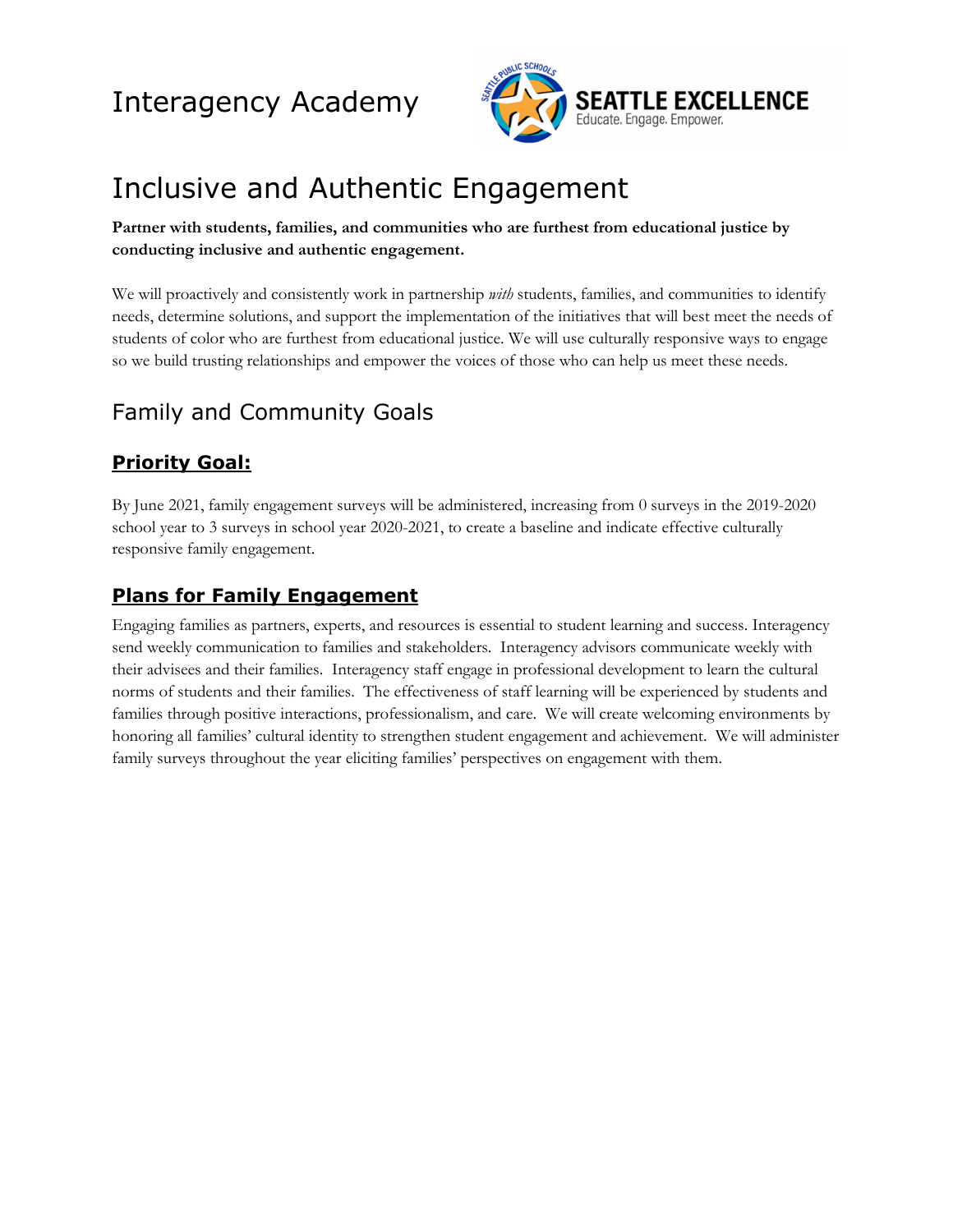# Interagency Academy

# Inclusive and Authentic Engagement

**Partner with students, families, and communities who are furthest from educational justice by conducting inclusive and authentic engagement.**

We will proactively and consistently work in partnership *with* students, families, and communities to identify needs, determine solutions, and support the implementation of the initiatives that will best meet the needs of students of color who are furthest from educational justice. We will use culturally responsive ways to engage so we build trusting relationships and empower the voices of those who can help us meet these needs.

## Family and Community Goals

### Priority Goal:

By June 2021, family engagement surveys will be administered, increasing from 0 surveys in the 2019-2020 school year to 3 surveys in school year 2020-2021, to create a baseline and indicate effective culturally responsive family engagement.

### Plans for Family Engagement

Engaging families as partners, experts, and resources is essential to student learning and success. Interagency send weekly communication to families and stakeholders. Interagency advisors communicate weekly with their advisees and their families. Interagency staff engage in professional development to learn the cultural norms of students and their families. The effectiveness of staff learning will be experienced by students and families through positive interactions, professionalism, and care. We will create welcoming environments by honoring all families' cultural identity to strengthen student engagement and achievement. We will administer family surveys throughout the year eliciting families' perspectives on engagement with them.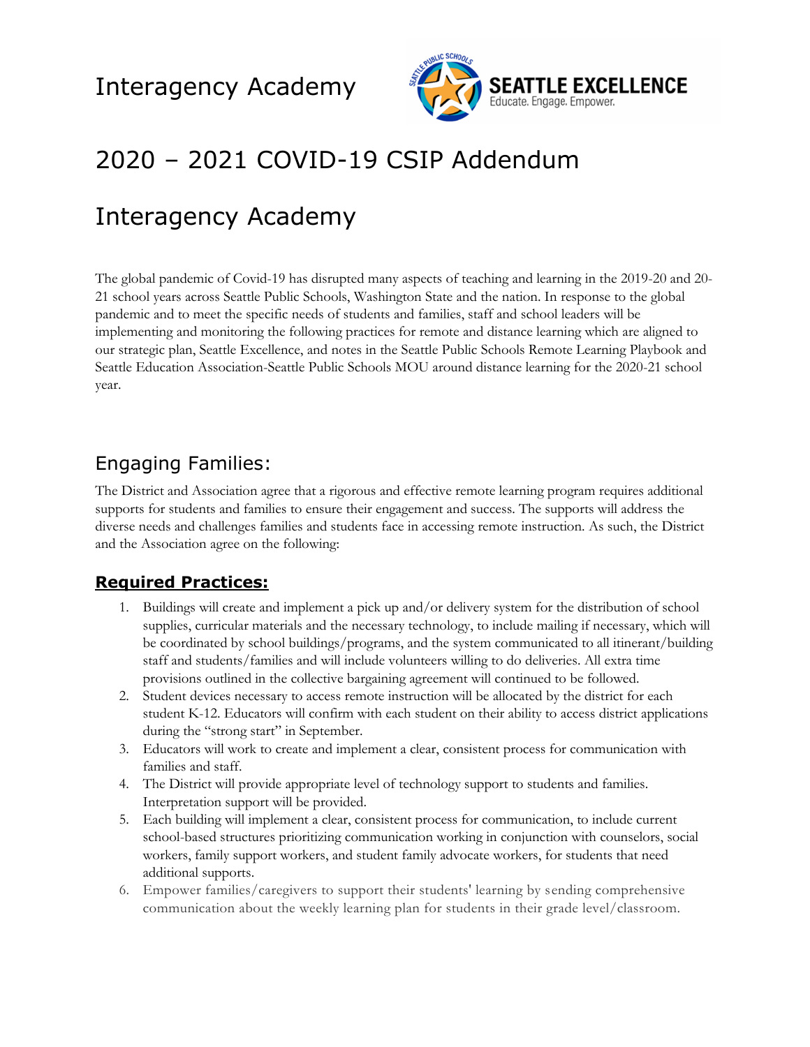# Interagency Academy

# 2020 – 2021 COVID-19 CSIP Addendum

# Interagency Academy

The global pandemic of Covid-19 has disrupted many aspects of teaching and learning in the 2019-20 and 20-21 school years across Seattle Public Schools, Washington State and the nation. In response to the global pandemic and to meet the specific needs of students and families, staff and school leaders will be implementing and monitoring the following practices for remote and distance learning which are aligned to our strategic plan, Seattle Excellence, and notes in the Seattle Public Schools Remote Learning Playbook and Seattle Education Association-Seattle Public Schools MOU around distance learning for the 2020-21 school year.

## Engaging Families:

The District and Association agree that a rigorous and effective remote learning program requires additional supports for students and families to ensure their engagement and success. The supports will address the diverse needs and challenges families and students face in accessing remote instruction. As such, the District and the Association agree on the following:

### Required Practices:

1. Buildings will create and implement a pick up and/or delivery system for the distribution of school supplies, curricular materials and the necessary technology, to include mailing if necessary, which will be coordinated by school buildings/programs, and the system communicated to all itinerant/building staff and students/families and will include volunteers willing to do deliveries. All extra time provisions outlined in the collective bargaining agreement will continued to be followed.
2. Student devices necessary to access remote instruction will be allocated by the district for each student K-12. Educators will confirm with each student on their ability to access district applications during the "strong start" in September.
3. Educators will work to create and implement a clear, consistent process for communication with families and staff.
4. The District will provide appropriate level of technology support to students and families. Interpretation support will be provided.
5. Each building will implement a clear, consistent process for communication, to include current school-based structures prioritizing communication working in conjunction with counselors, social workers, family support workers, and student family advocate workers, for students that need additional supports.
6. Empower families/caregivers to support their students' learning by sending comprehensive communication about the weekly learning plan for students in their grade level/classroom.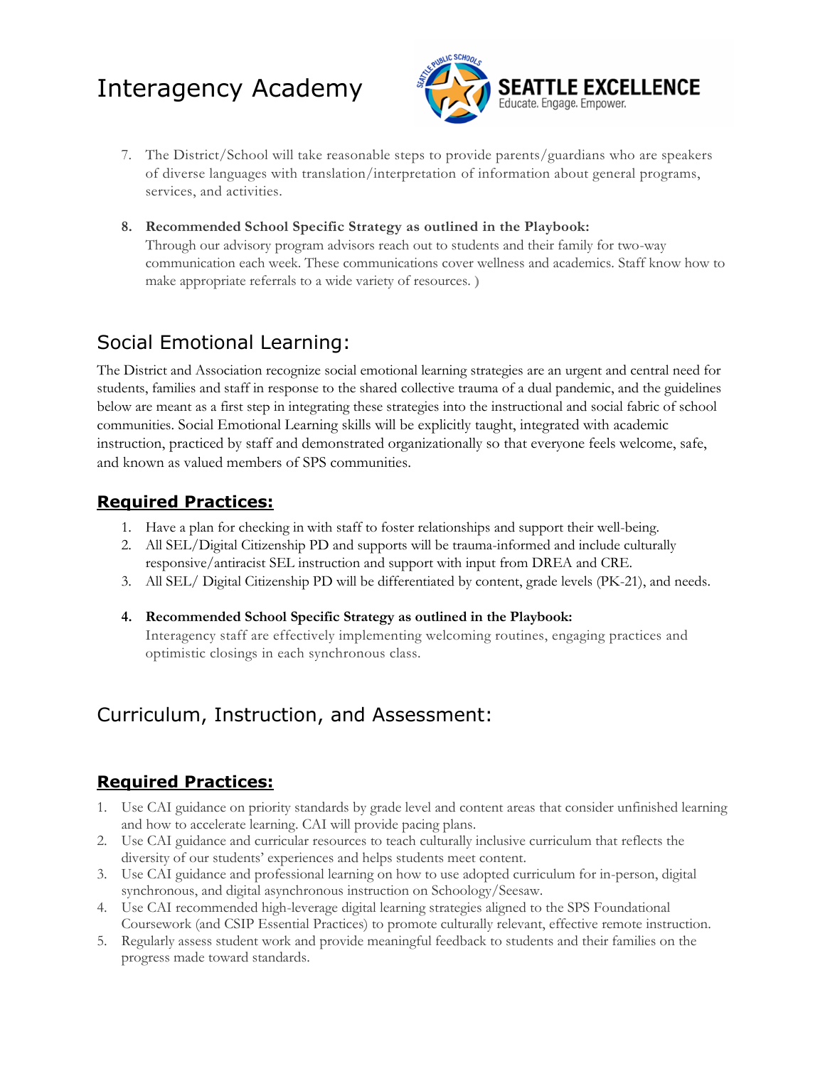7. The District/School will take reasonable steps to provide parents/guardians who are speakers of diverse languages with translation/interpretation of information about general programs, services, and activities.

8. **Recommended School Specific Strategy as outlined in the Playbook:**
   Through our advisory program advisors reach out to students and their family for two-way communication each week. These communications cover wellness and academics. Staff know how to make appropriate referrals to a wide variety of resources. )

## Social Emotional Learning:

The District and Association recognize social emotional learning strategies are an urgent and central need for students, families and staff in response to the shared collective trauma of a dual pandemic, and the guidelines below are meant as a first step in integrating these strategies into the instructional and social fabric of school communities. Social Emotional Learning skills will be explicitly taught, integrated with academic instruction, practiced by staff and demonstrated organizationally so that everyone feels welcome, safe, and known as valued members of SPS communities.

### Required Practices:

1. Have a plan for checking in with staff to foster relationships and support their well-being.
2. All SEL/Digital Citizenship PD and supports will be trauma-informed and include culturally responsive/antiracist SEL instruction and support with input from DREA and CRE.
3. All SEL/ Digital Citizenship PD will be differentiated by content, grade levels (PK-21), and needs.

4. **Recommended School Specific Strategy as outlined in the Playbook:**
   Interagency staff are effectively implementing welcoming routines, engaging practices and optimistic closings in each synchronous class.

## Curriculum, Instruction, and Assessment:

### Required Practices:

1. Use CAI guidance on priority standards by grade level and content areas that consider unfinished learning and how to accelerate learning. CAI will provide pacing plans.
2. Use CAI guidance and curricular resources to teach culturally inclusive curriculum that reflects the diversity of our students' experiences and helps students meet content.
3. Use CAI guidance and professional learning on how to use adopted curriculum for in-person, digital synchronous, and digital asynchronous instruction on Schoology/Seesaw.
4. Use CAI recommended high-leverage digital learning strategies aligned to the SPS Foundational Coursework (and CSIP Essential Practices) to promote culturally relevant, effective remote instruction.
5. Regularly assess student work and provide meaningful feedback to students and their families on the progress made toward standards.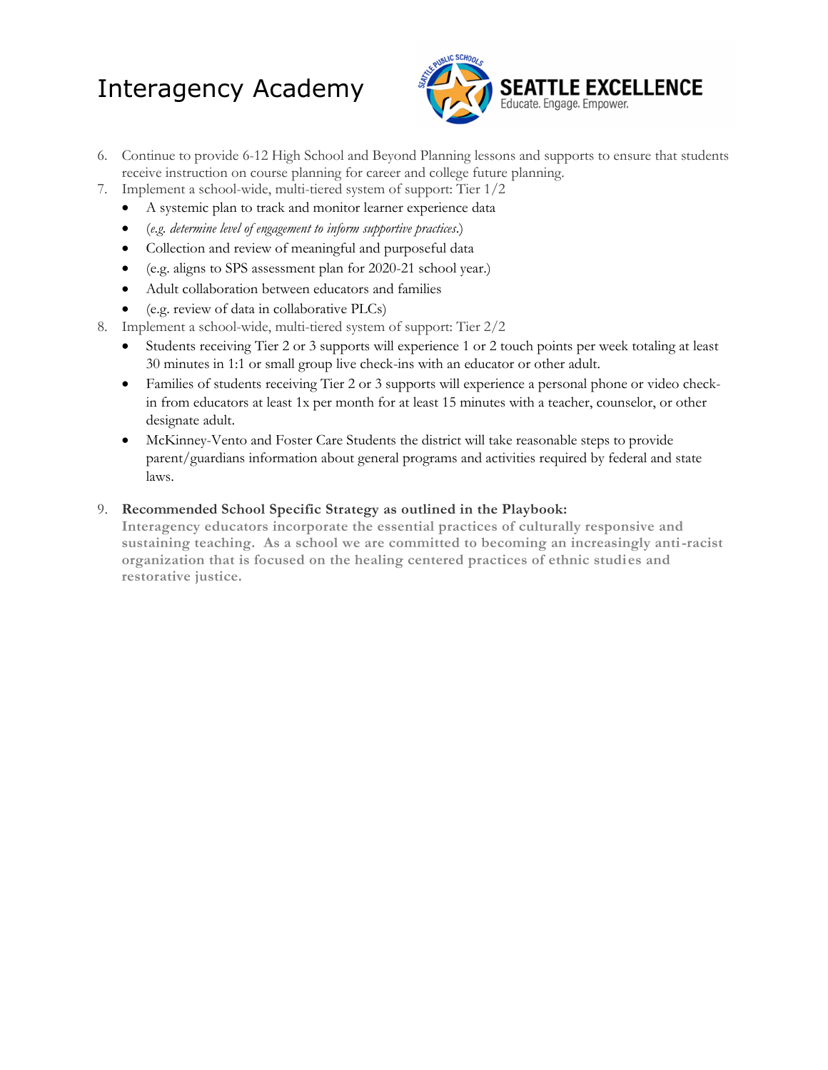# Interagency Academy

6. Continue to provide 6-12 High School and Beyond Planning lessons and supports to ensure that students receive instruction on course planning for career and college future planning.
7. Implement a school-wide, multi-tiered system of support: Tier 1/2
   - A systemic plan to track and monitor learner experience data
   - (*e.g. determine level of engagement to inform supportive practices*.)
   - Collection and review of meaningful and purposeful data
   - (e.g. aligns to SPS assessment plan for 2020-21 school year.)
   - Adult collaboration between educators and families
   - (e.g. review of data in collaborative PLCs)
8. Implement a school-wide, multi-tiered system of support: Tier 2/2
   - Students receiving Tier 2 or 3 supports will experience 1 or 2 touch points per week totaling at least 30 minutes in 1:1 or small group live check-ins with an educator or other adult.
   - Families of students receiving Tier 2 or 3 supports will experience a personal phone or video check-in from educators at least 1x per month for at least 15 minutes with a teacher, counselor, or other designate adult.
   - McKinney-Vento and Foster Care Students the district will take reasonable steps to provide parent/guardians information about general programs and activities required by federal and state laws.
9. **Recommended School Specific Strategy as outlined in the Playbook:**
   **Interagency educators incorporate the essential practices of culturally responsive and sustaining teaching. As a school we are committed to becoming an increasingly anti-racist organization that is focused on the healing centered practices of ethnic studies and restorative justice.**